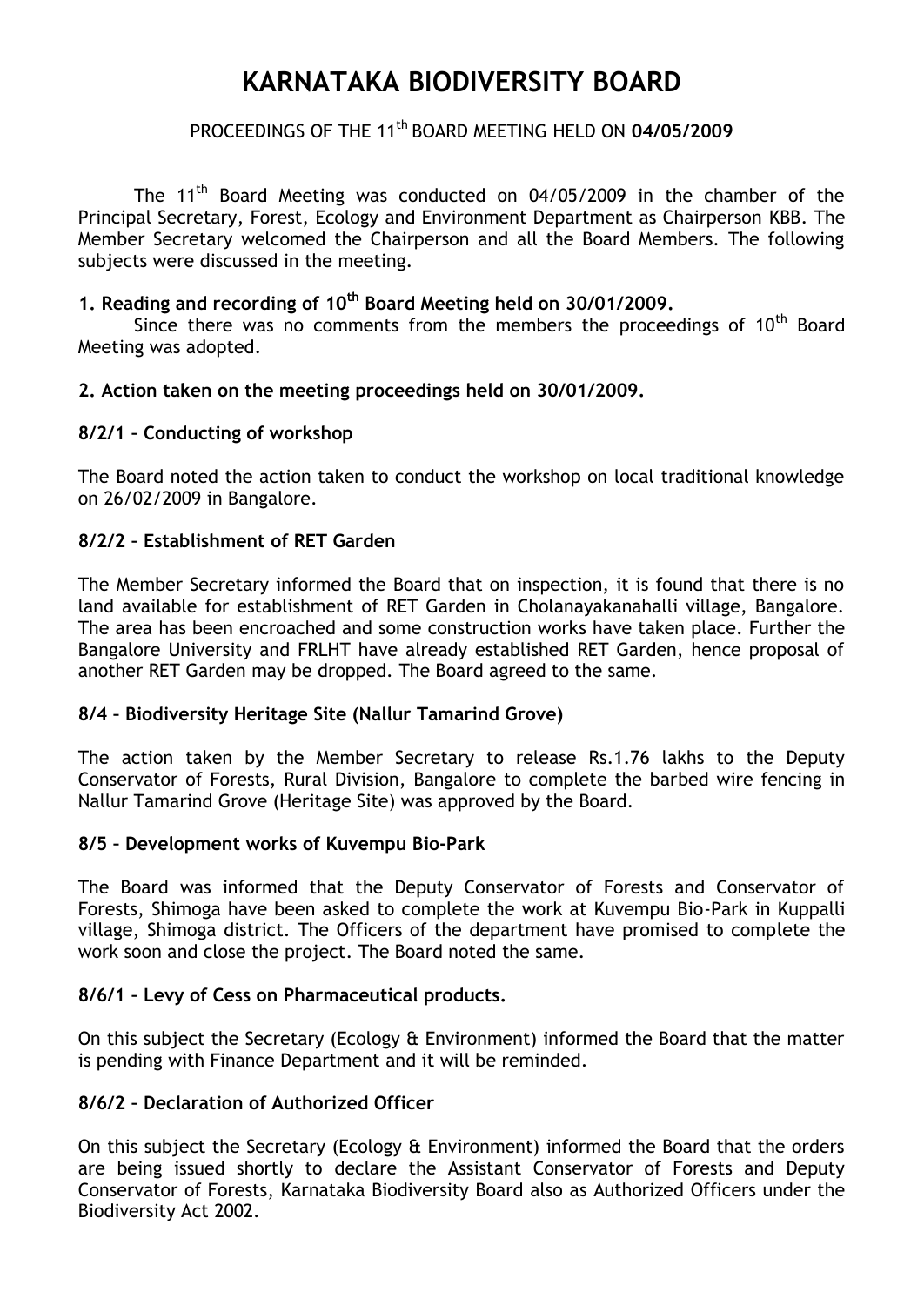# KARNATAKA BIODIVERSITY BOARD

PROCEEDINGS OF THE 11th BOARD MEETING HELD ON **04/05/2009**

The 11th Board Meeting was conducted on 04/05/2009 in the chamber of the Principal Secretary, Forest, Ecology and Environment Department as Chairperson KBB. The Member Secretary welcomed the Chairperson and all the Board Members. The following subjects were discussed in the meeting.

**1. Reading and recording of 10th Board Meeting held on 30/01/2009.**

Since there was no comments from the members the proceedings of 10th Board Meeting was adopted.

**2. Action taken on the meeting proceedings held on 30/01/2009.**

**8/2/1 – Conducting of workshop**

The Board noted the action taken to conduct the workshop on local traditional knowledge on 26/02/2009 in Bangalore.

**8/2/2 – Establishment of RET Garden**

The Member Secretary informed the Board that on inspection, it is found that there is no land available for establishment of RET Garden in Cholanayakanahalli village, Bangalore. The area has been encroached and some construction works have taken place. Further the Bangalore University and FRLHT have already established RET Garden, hence proposal of another RET Garden may be dropped. The Board agreed to the same.

**8/4 – Biodiversity Heritage Site (Nallur Tamarind Grove)**

The action taken by the Member Secretary to release Rs.1.76 lakhs to the Deputy Conservator of Forests, Rural Division, Bangalore to complete the barbed wire fencing in Nallur Tamarind Grove (Heritage Site) was approved by the Board.

**8/5 – Development works of Kuvempu Bio-Park**

The Board was informed that the Deputy Conservator of Forests and Conservator of Forests, Shimoga have been asked to complete the work at Kuvempu Bio-Park in Kuppalli village, Shimoga district. The Officers of the department have promised to complete the work soon and close the project. The Board noted the same.

**8/6/1 – Levy of Cess on Pharmaceutical products.**

On this subject the Secretary (Ecology & Environment) informed the Board that the matter is pending with Finance Department and it will be reminded.

**8/6/2 – Declaration of Authorized Officer**

On this subject the Secretary (Ecology & Environment) informed the Board that the orders are being issued shortly to declare the Assistant Conservator of Forests and Deputy Conservator of Forests, Karnataka Biodiversity Board also as Authorized Officers under the Biodiversity Act 2002.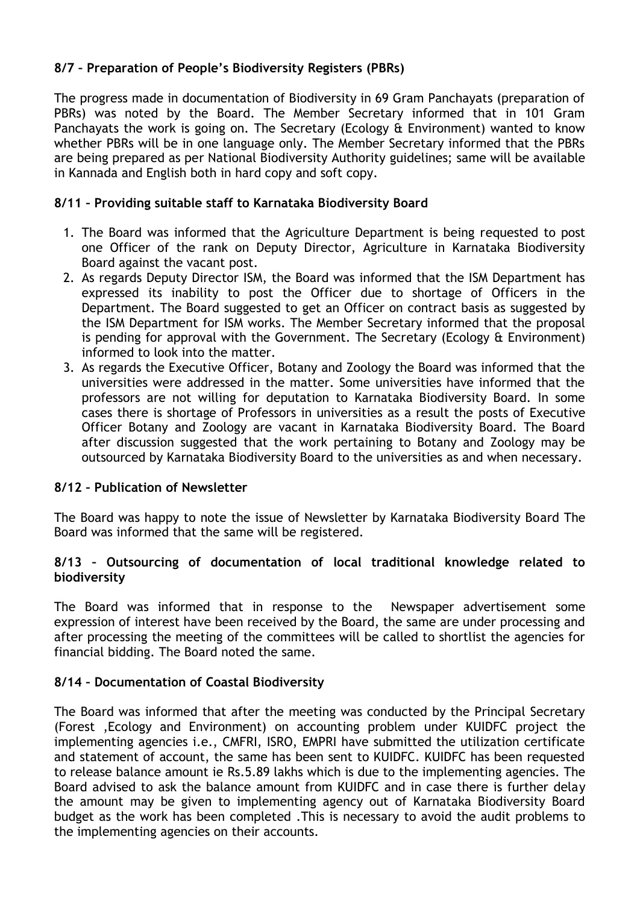### 8/7 – Preparation of People's Biodiversity Registers (PBRs)

The progress made in documentation of Biodiversity in 69 Gram Panchayats (preparation of PBRs) was noted by the Board. The Member Secretary informed that in 101 Gram Panchayats the work is going on. The Secretary (Ecology & Environment) wanted to know whether PBRs will be in one language only. The Member Secretary informed that the PBRs are being prepared as per National Biodiversity Authority guidelines; same will be available in Kannada and English both in hard copy and soft copy.

### 8/11 – Providing suitable staff to Karnataka Biodiversity Board

1. The Board was informed that the Agriculture Department is being requested to post one Officer of the rank on Deputy Director, Agriculture in Karnataka Biodiversity Board against the vacant post.
2. As regards Deputy Director ISM, the Board was informed that the ISM Department has expressed its inability to post the Officer due to shortage of Officers in the Department. The Board suggested to get an Officer on contract basis as suggested by the ISM Department for ISM works. The Member Secretary informed that the proposal is pending for approval with the Government. The Secretary (Ecology & Environment) informed to look into the matter.
3. As regards the Executive Officer, Botany and Zoology the Board was informed that the universities were addressed in the matter. Some universities have informed that the professors are not willing for deputation to Karnataka Biodiversity Board. In some cases there is shortage of Professors in universities as a result the posts of Executive Officer Botany and Zoology are vacant in Karnataka Biodiversity Board. The Board after discussion suggested that the work pertaining to Botany and Zoology may be outsourced by Karnataka Biodiversity Board to the universities as and when necessary.

### 8/12 – Publication of Newsletter

The Board was happy to note the issue of Newsletter by Karnataka Biodiversity Board The Board was informed that the same will be registered.

### 8/13 – Outsourcing of documentation of local traditional knowledge related to biodiversity

The Board was informed that in response to the Newspaper advertisement some expression of interest have been received by the Board, the same are under processing and after processing the meeting of the committees will be called to shortlist the agencies for financial bidding. The Board noted the same.

### 8/14 – Documentation of Coastal Biodiversity

The Board was informed that after the meeting was conducted by the Principal Secretary (Forest ,Ecology and Environment) on accounting problem under KUIDFC project the implementing agencies i.e., CMFRI, ISRO, EMPRI have submitted the utilization certificate and statement of account, the same has been sent to KUIDFC. KUIDFC has been requested to release balance amount ie Rs.5.89 lakhs which is due to the implementing agencies. The Board advised to ask the balance amount from KUIDFC and in case there is further delay the amount may be given to implementing agency out of Karnataka Biodiversity Board budget as the work has been completed .This is necessary to avoid the audit problems to the implementing agencies on their accounts.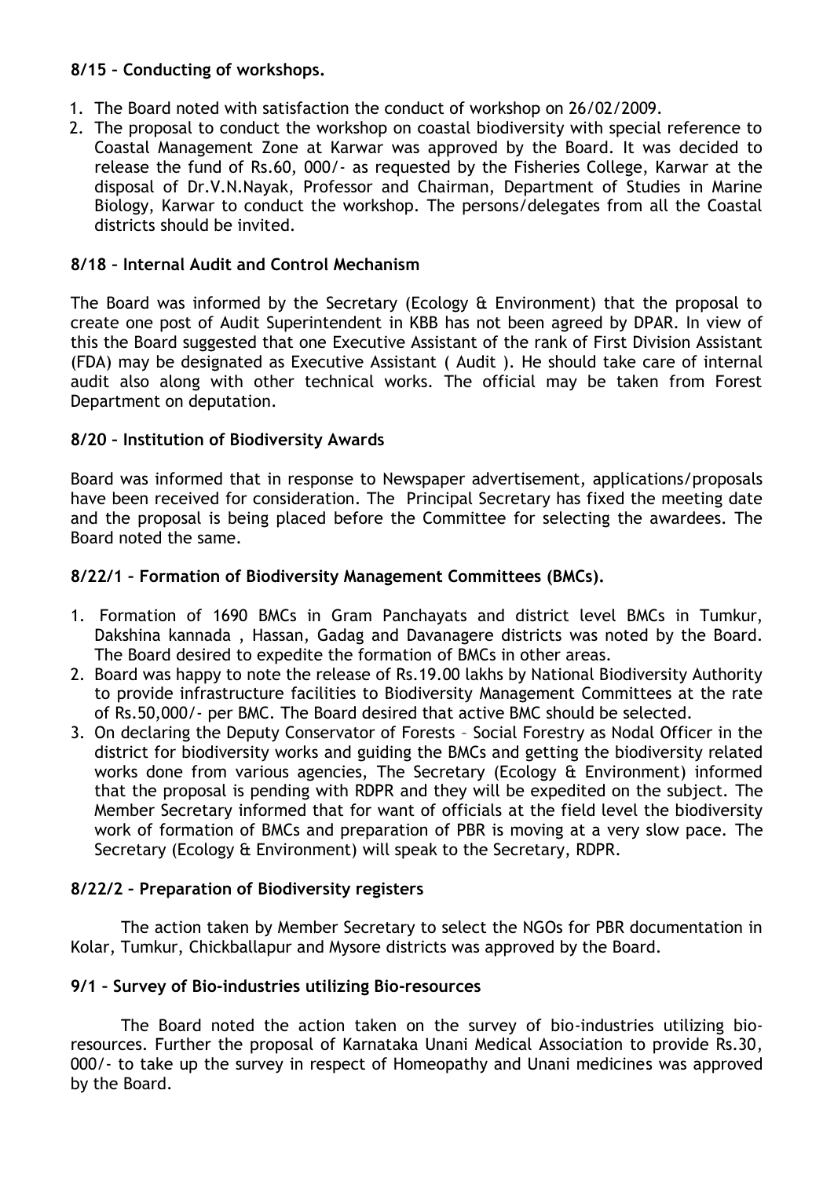**8/15 – Conducting of workshops.**

1. The Board noted with satisfaction the conduct of workshop on 26/02/2009.
2. The proposal to conduct the workshop on coastal biodiversity with special reference to Coastal Management Zone at Karwar was approved by the Board. It was decided to release the fund of Rs.60, 000/- as requested by the Fisheries College, Karwar at the disposal of Dr.V.N.Nayak, Professor and Chairman, Department of Studies in Marine Biology, Karwar to conduct the workshop. The persons/delegates from all the Coastal districts should be invited.

**8/18 – Internal Audit and Control Mechanism**

The Board was informed by the Secretary (Ecology & Environment) that the proposal to create one post of Audit Superintendent in KBB has not been agreed by DPAR. In view of this the Board suggested that one Executive Assistant of the rank of First Division Assistant (FDA) may be designated as Executive Assistant ( Audit ). He should take care of internal audit also along with other technical works. The official may be taken from Forest Department on deputation.

**8/20 – Institution of Biodiversity Awards**

Board was informed that in response to Newspaper advertisement, applications/proposals have been received for consideration. The Principal Secretary has fixed the meeting date and the proposal is being placed before the Committee for selecting the awardees. The Board noted the same.

**8/22/1 – Formation of Biodiversity Management Committees (BMCs).**

1. Formation of 1690 BMCs in Gram Panchayats and district level BMCs in Tumkur, Dakshina kannada , Hassan, Gadag and Davanagere districts was noted by the Board. The Board desired to expedite the formation of BMCs in other areas.
2. Board was happy to note the release of Rs.19.00 lakhs by National Biodiversity Authority to provide infrastructure facilities to Biodiversity Management Committees at the rate of Rs.50,000/- per BMC. The Board desired that active BMC should be selected.
3. On declaring the Deputy Conservator of Forests – Social Forestry as Nodal Officer in the district for biodiversity works and guiding the BMCs and getting the biodiversity related works done from various agencies, The Secretary (Ecology & Environment) informed that the proposal is pending with RDPR and they will be expedited on the subject. The Member Secretary informed that for want of officials at the field level the biodiversity work of formation of BMCs and preparation of PBR is moving at a very slow pace. The Secretary (Ecology & Environment) will speak to the Secretary, RDPR.

**8/22/2 – Preparation of Biodiversity registers**

The action taken by Member Secretary to select the NGOs for PBR documentation in Kolar, Tumkur, Chickballapur and Mysore districts was approved by the Board.

**9/1 – Survey of Bio-industries utilizing Bio-resources**

The Board noted the action taken on the survey of bio-industries utilizing bio-resources. Further the proposal of Karnataka Unani Medical Association to provide Rs.30, 000/- to take up the survey in respect of Homeopathy and Unani medicines was approved by the Board.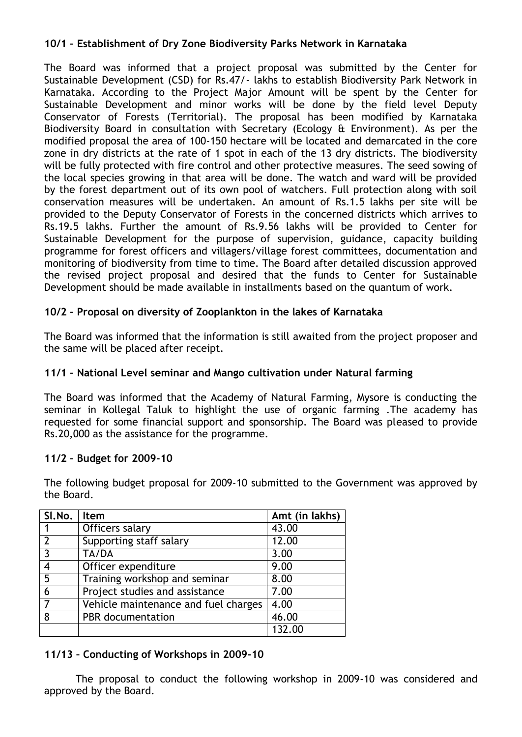**10/1 – Establishment of Dry Zone Biodiversity Parks Network in Karnataka**

The Board was informed that a project proposal was submitted by the Center for Sustainable Development (CSD) for Rs.47/- lakhs to establish Biodiversity Park Network in Karnataka. According to the Project Major Amount will be spent by the Center for Sustainable Development and minor works will be done by the field level Deputy Conservator of Forests (Territorial). The proposal has been modified by Karnataka Biodiversity Board in consultation with Secretary (Ecology & Environment). As per the modified proposal the area of 100-150 hectare will be located and demarcated in the core zone in dry districts at the rate of 1 spot in each of the 13 dry districts. The biodiversity will be fully protected with fire control and other protective measures. The seed sowing of the local species growing in that area will be done. The watch and ward will be provided by the forest department out of its own pool of watchers. Full protection along with soil conservation measures will be undertaken. An amount of Rs.1.5 lakhs per site will be provided to the Deputy Conservator of Forests in the concerned districts which arrives to Rs.19.5 lakhs. Further the amount of Rs.9.56 lakhs will be provided to Center for Sustainable Development for the purpose of supervision, guidance, capacity building programme for forest officers and villagers/village forest committees, documentation and monitoring of biodiversity from time to time. The Board after detailed discussion approved the revised project proposal and desired that the funds to Center for Sustainable Development should be made available in installments based on the quantum of work.

**10/2 – Proposal on diversity of Zooplankton in the lakes of Karnataka**

The Board was informed that the information is still awaited from the project proposer and the same will be placed after receipt.

**11/1 – National Level seminar and Mango cultivation under Natural farming**

The Board was informed that the Academy of Natural Farming, Mysore is conducting the seminar in Kollegal Taluk to highlight the use of organic farming .The academy has requested for some financial support and sponsorship. The Board was pleased to provide Rs.20,000 as the assistance for the programme.

**11/2 – Budget for 2009-10**

The following budget proposal for 2009-10 submitted to the Government was approved by the Board.

| Sl.No. | Item | Amt (in lakhs) |
|---|---|---|
| 1 | Officers salary | 43.00 |
| 2 | Supporting staff salary | 12.00 |
| 3 | TA/DA | 3.00 |
| 4 | Officer expenditure | 9.00 |
| 5 | Training workshop and seminar | 8.00 |
| 6 | Project studies and assistance | 7.00 |
| 7 | Vehicle maintenance and fuel charges | 4.00 |
| 8 | PBR documentation | 46.00 |
| | | 132.00 |

**11/13 – Conducting of Workshops in 2009-10**

The proposal to conduct the following workshop in 2009-10 was considered and approved by the Board.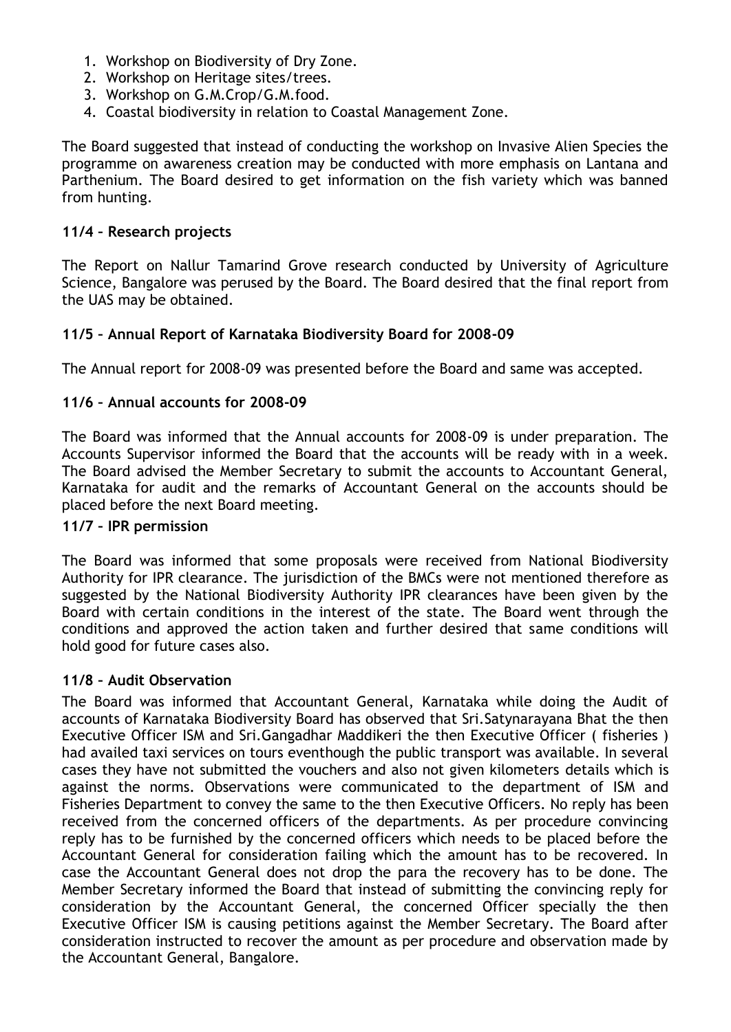1. Workshop on Biodiversity of Dry Zone.
2. Workshop on Heritage sites/trees.
3. Workshop on G.M.Crop/G.M.food.
4. Coastal biodiversity in relation to Coastal Management Zone.

The Board suggested that instead of conducting the workshop on Invasive Alien Species the programme on awareness creation may be conducted with more emphasis on Lantana and Parthenium. The Board desired to get information on the fish variety which was banned from hunting.

**11/4 – Research projects**

The Report on Nallur Tamarind Grove research conducted by University of Agriculture Science, Bangalore was perused by the Board. The Board desired that the final report from the UAS may be obtained.

**11/5 – Annual Report of Karnataka Biodiversity Board for 2008-09**

The Annual report for 2008-09 was presented before the Board and same was accepted.

**11/6 – Annual accounts for 2008-09**

The Board was informed that the Annual accounts for 2008-09 is under preparation. The Accounts Supervisor informed the Board that the accounts will be ready with in a week. The Board advised the Member Secretary to submit the accounts to Accountant General, Karnataka for audit and the remarks of Accountant General on the accounts should be placed before the next Board meeting.

**11/7 – IPR permission**

The Board was informed that some proposals were received from National Biodiversity Authority for IPR clearance. The jurisdiction of the BMCs were not mentioned therefore as suggested by the National Biodiversity Authority IPR clearances have been given by the Board with certain conditions in the interest of the state. The Board went through the conditions and approved the action taken and further desired that same conditions will hold good for future cases also.

**11/8 – Audit Observation**

The Board was informed that Accountant General, Karnataka while doing the Audit of accounts of Karnataka Biodiversity Board has observed that Sri.Satynarayana Bhat the then Executive Officer ISM and Sri.Gangadhar Maddikeri the then Executive Officer ( fisheries ) had availed taxi services on tours eventhough the public transport was available. In several cases they have not submitted the vouchers and also not given kilometers details which is against the norms. Observations were communicated to the department of ISM and Fisheries Department to convey the same to the then Executive Officers. No reply has been received from the concerned officers of the departments. As per procedure convincing reply has to be furnished by the concerned officers which needs to be placed before the Accountant General for consideration failing which the amount has to be recovered. In case the Accountant General does not drop the para the recovery has to be done. The Member Secretary informed the Board that instead of submitting the convincing reply for consideration by the Accountant General, the concerned Officer specially the then Executive Officer ISM is causing petitions against the Member Secretary. The Board after consideration instructed to recover the amount as per procedure and observation made by the Accountant General, Bangalore.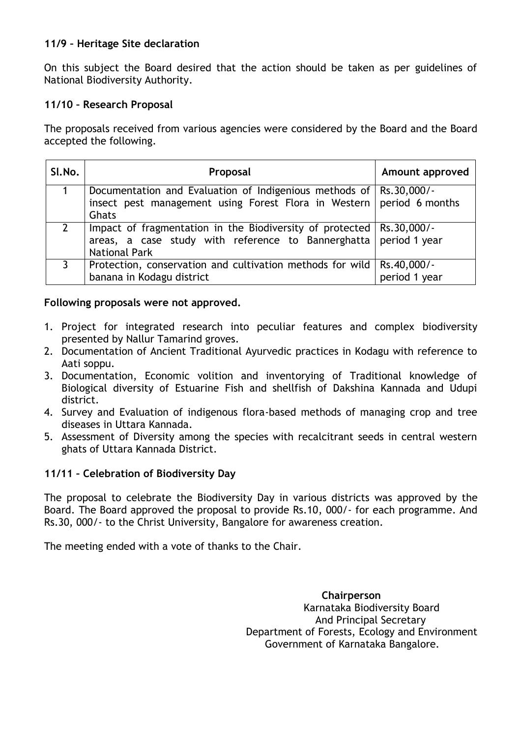### 11/9 – Heritage Site declaration

On this subject the Board desired that the action should be taken as per guidelines of National Biodiversity Authority.

### 11/10 – Research Proposal

The proposals received from various agencies were considered by the Board and the Board accepted the following.

| Sl.No. | Proposal | Amount approved |
|---|---|---|
| 1 | Documentation and Evaluation of Indigenious methods of insect pest management using Forest Flora in Western Ghats | Rs.30,000/- period 6 months |
| 2 | Impact of fragmentation in the Biodiversity of protected areas, a case study with reference to Bannerghatta National Park | Rs.30,000/- period 1 year |
| 3 | Protection, conservation and cultivation methods for wild banana in Kodagu district | Rs.40,000/- period 1 year |

**Following proposals were not approved.**

1. Project for integrated research into peculiar features and complex biodiversity presented by Nallur Tamarind groves.
2. Documentation of Ancient Traditional Ayurvedic practices in Kodagu with reference to Aati soppu.
3. Documentation, Economic volition and inventorying of Traditional knowledge of Biological diversity of Estuarine Fish and shellfish of Dakshina Kannada and Udupi district.
4. Survey and Evaluation of indigenous flora-based methods of managing crop and tree diseases in Uttara Kannada.
5. Assessment of Diversity among the species with recalcitrant seeds in central western ghats of Uttara Kannada District.

### 11/11 – Celebration of Biodiversity Day

The proposal to celebrate the Biodiversity Day in various districts was approved by the Board. The Board approved the proposal to provide Rs.10, 000/- for each programme. And Rs.30, 000/- to the Christ University, Bangalore for awareness creation.

The meeting ended with a vote of thanks to the Chair.

**Chairperson**
Karnataka Biodiversity Board
And Principal Secretary
Department of Forests, Ecology and Environment
Government of Karnataka Bangalore.